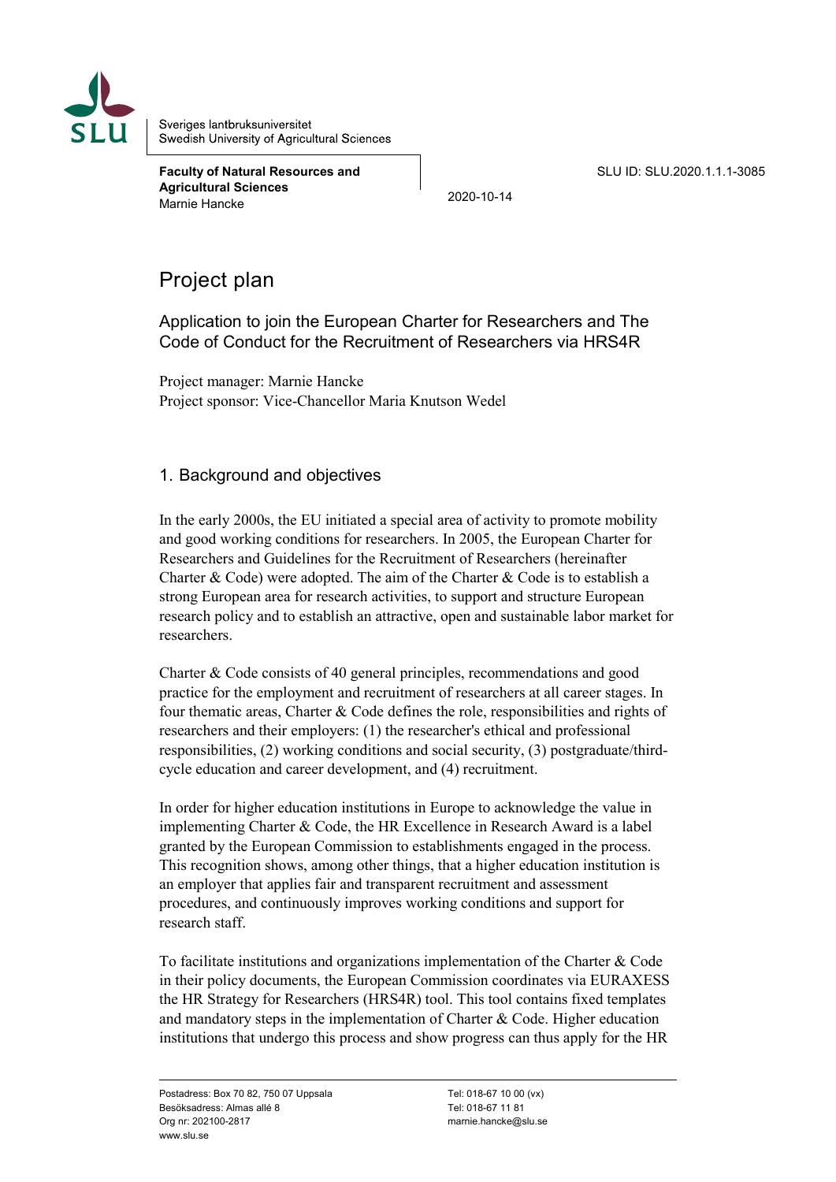Sveriges lantbruksuniversitet
Swedish University of Agricultural Sciences

**Faculty of Natural Resources and Agricultural Sciences**
Marnie Hancke

2020-10-14

SLU ID: SLU.2020.1.1.1-3085

# Project plan

## Application to join the European Charter for Researchers and The Code of Conduct for the Recruitment of Researchers via HRS4R

Project manager: Marnie Hancke
Project sponsor: Vice-Chancellor Maria Knutson Wedel

## 1. Background and objectives

In the early 2000s, the EU initiated a special area of activity to promote mobility and good working conditions for researchers. In 2005, the European Charter for Researchers and Guidelines for the Recruitment of Researchers (hereinafter Charter & Code) were adopted. The aim of the Charter & Code is to establish a strong European area for research activities, to support and structure European research policy and to establish an attractive, open and sustainable labor market for researchers.

Charter & Code consists of 40 general principles, recommendations and good practice for the employment and recruitment of researchers at all career stages. In four thematic areas, Charter & Code defines the role, responsibilities and rights of researchers and their employers: (1) the researcher's ethical and professional responsibilities, (2) working conditions and social security, (3) postgraduate/third-cycle education and career development, and (4) recruitment.

In order for higher education institutions in Europe to acknowledge the value in implementing Charter & Code, the HR Excellence in Research Award is a label granted by the European Commission to establishments engaged in the process. This recognition shows, among other things, that a higher education institution is an employer that applies fair and transparent recruitment and assessment procedures, and continuously improves working conditions and support for research staff.

To facilitate institutions and organizations implementation of the Charter & Code in their policy documents, the European Commission coordinates via EURAXESS the HR Strategy for Researchers (HRS4R) tool. This tool contains fixed templates and mandatory steps in the implementation of Charter & Code. Higher education institutions that undergo this process and show progress can thus apply for the HR

Postadress: Box 70 82, 750 07 Uppsala
Besöksadress: Almas allé 8
Org nr: 202100-2817
www.slu.se

Tel: 018-67 10 00 (vx)
Tel: 018-67 11 81
marnie.hancke@slu.se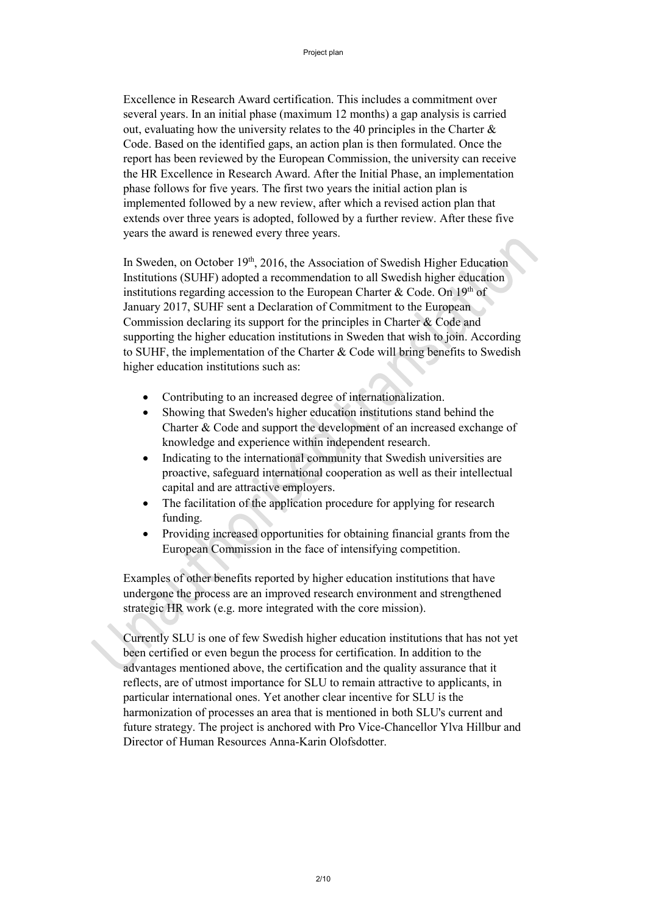Excellence in Research Award certification. This includes a commitment over several years. In an initial phase (maximum 12 months) a gap analysis is carried out, evaluating how the university relates to the 40 principles in the Charter & Code. Based on the identified gaps, an action plan is then formulated. Once the report has been reviewed by the European Commission, the university can receive the HR Excellence in Research Award. After the Initial Phase, an implementation phase follows for five years. The first two years the initial action plan is implemented followed by a new review, after which a revised action plan that extends over three years is adopted, followed by a further review. After these five years the award is renewed every three years.

In Sweden, on October 19th, 2016, the Association of Swedish Higher Education Institutions (SUHF) adopted a recommendation to all Swedish higher education institutions regarding accession to the European Charter & Code. On 19th of January 2017, SUHF sent a Declaration of Commitment to the European Commission declaring its support for the principles in Charter & Code and supporting the higher education institutions in Sweden that wish to join. According to SUHF, the implementation of the Charter & Code will bring benefits to Swedish higher education institutions such as:

- Contributing to an increased degree of internationalization.
- Showing that Sweden's higher education institutions stand behind the Charter & Code and support the development of an increased exchange of knowledge and experience within independent research.
- Indicating to the international community that Swedish universities are proactive, safeguard international cooperation as well as their intellectual capital and are attractive employers.
- The facilitation of the application procedure for applying for research funding.
- Providing increased opportunities for obtaining financial grants from the European Commission in the face of intensifying competition.

Examples of other benefits reported by higher education institutions that have undergone the process are an improved research environment and strengthened strategic HR work (e.g. more integrated with the core mission).

Currently SLU is one of few Swedish higher education institutions that has not yet been certified or even begun the process for certification. In addition to the advantages mentioned above, the certification and the quality assurance that it reflects, are of utmost importance for SLU to remain attractive to applicants, in particular international ones. Yet another clear incentive for SLU is the harmonization of processes an area that is mentioned in both SLU's current and future strategy. The project is anchored with Pro Vice-Chancellor Ylva Hillbur and Director of Human Resources Anna-Karin Olofsdotter.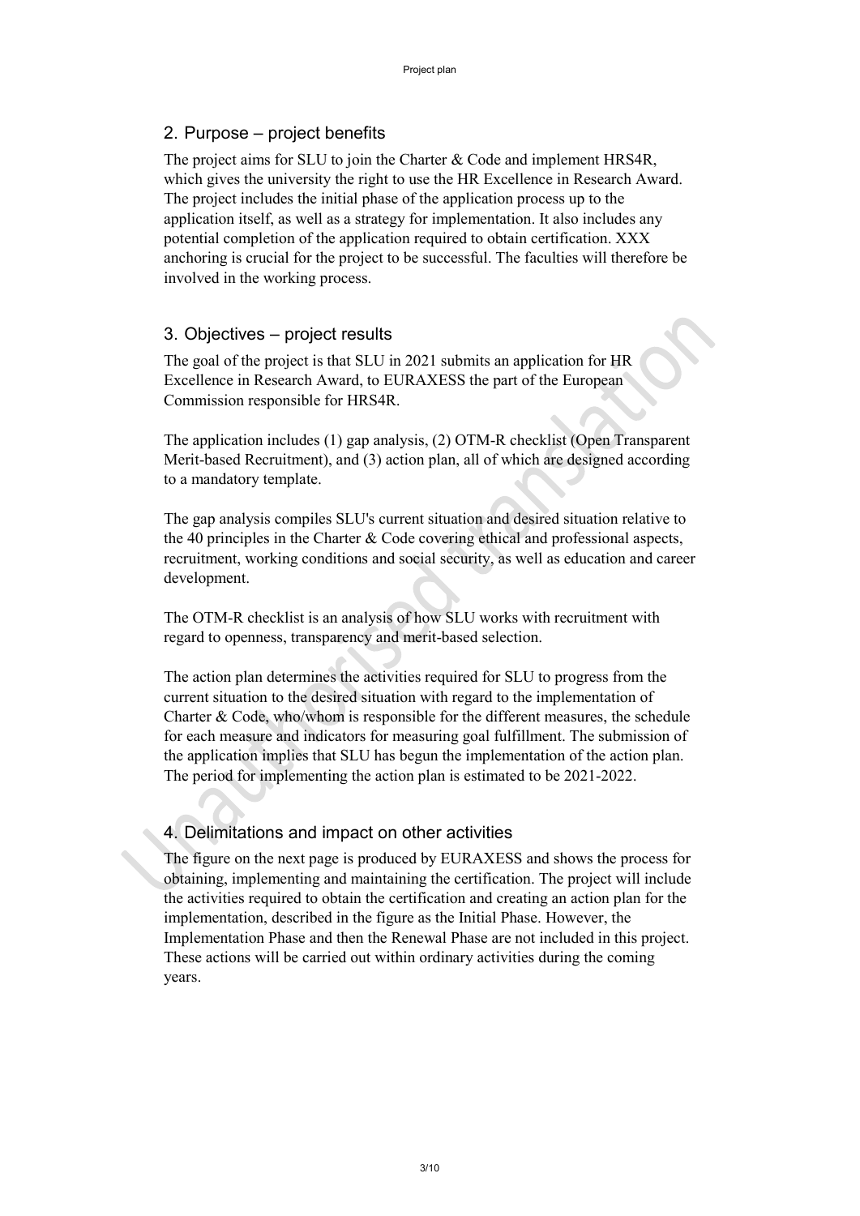## 2. Purpose – project benefits

The project aims for SLU to join the Charter & Code and implement HRS4R, which gives the university the right to use the HR Excellence in Research Award. The project includes the initial phase of the application process up to the application itself, as well as a strategy for implementation. It also includes any potential completion of the application required to obtain certification. XXX anchoring is crucial for the project to be successful. The faculties will therefore be involved in the working process.

## 3. Objectives – project results

The goal of the project is that SLU in 2021 submits an application for HR Excellence in Research Award, to EURAXESS the part of the European Commission responsible for HRS4R.

The application includes (1) gap analysis, (2) OTM-R checklist (Open Transparent Merit-based Recruitment), and (3) action plan, all of which are designed according to a mandatory template.

The gap analysis compiles SLU's current situation and desired situation relative to the 40 principles in the Charter & Code covering ethical and professional aspects, recruitment, working conditions and social security, as well as education and career development.

The OTM-R checklist is an analysis of how SLU works with recruitment with regard to openness, transparency and merit-based selection.

The action plan determines the activities required for SLU to progress from the current situation to the desired situation with regard to the implementation of Charter & Code, who/whom is responsible for the different measures, the schedule for each measure and indicators for measuring goal fulfillment. The submission of the application implies that SLU has begun the implementation of the action plan. The period for implementing the action plan is estimated to be 2021-2022.

## 4. Delimitations and impact on other activities

The figure on the next page is produced by EURAXESS and shows the process for obtaining, implementing and maintaining the certification. The project will include the activities required to obtain the certification and creating an action plan for the implementation, described in the figure as the Initial Phase. However, the Implementation Phase and then the Renewal Phase are not included in this project. These actions will be carried out within ordinary activities during the coming years.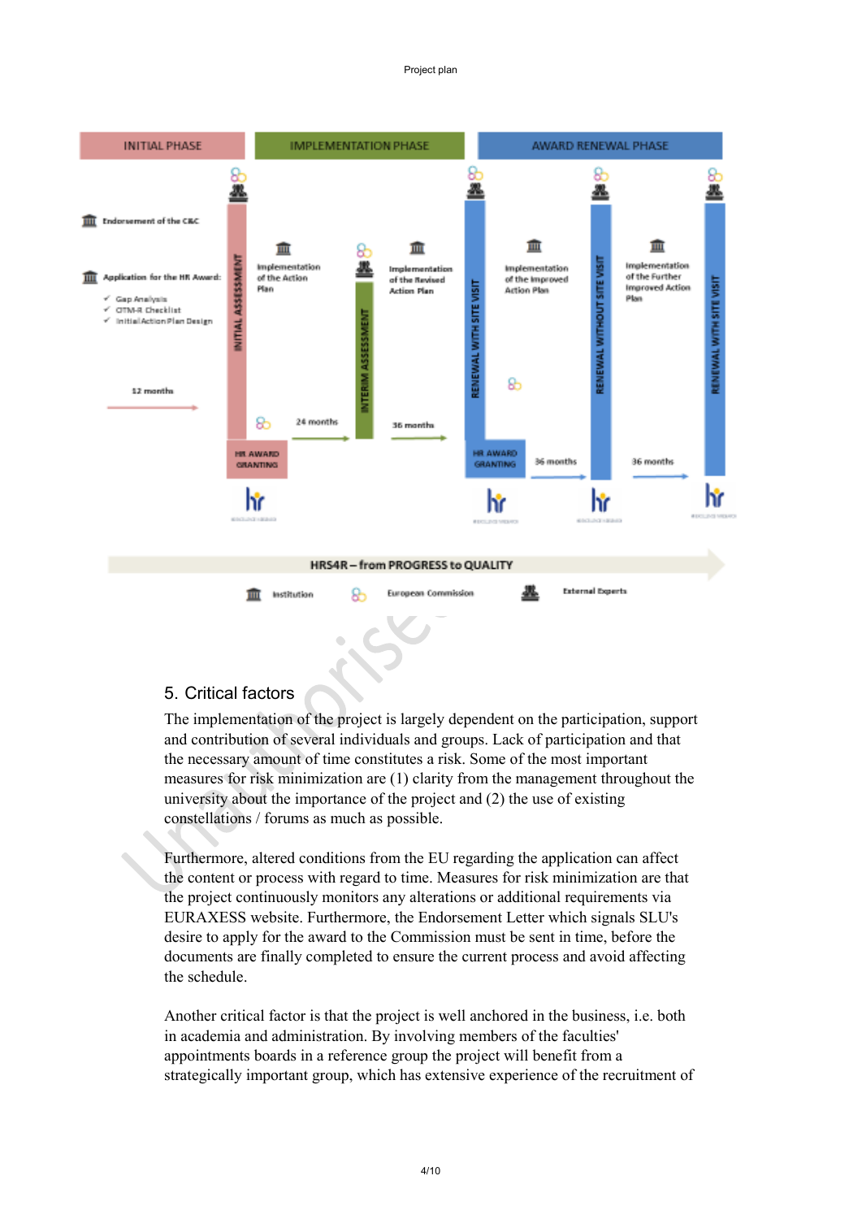Project plan

INITIAL PHASE

IMPLEMENTATION PHASE

AWARD RENEWAL PHASE

Endorsement of the C&C

Application for the HR Award:

- Gap Analysis
- OTM-R Checklist
- Initial Action Plan Design

12 months

INITIAL ASSESSMENT

HR AWARD GRANTING

Implementation of the Action Plan

24 months

INTERIM ASSESSMENT

Implementation of the Revised Action Plan

36 months

RENEWAL WITH SITE VISIT

HR AWARD GRANTING

Implementation of the Improved Action Plan

36 months

RENEWAL WITHOUT SITE VISIT

Implementation of the Further Improved Action Plan

36 months

RENEWAL WITH SITE VISIT

HRS4R – from PROGRESS to QUALITY

Institution

European Commission

External Experts

## 5. Critical factors

The implementation of the project is largely dependent on the participation, support and contribution of several individuals and groups. Lack of participation and that the necessary amount of time constitutes a risk. Some of the most important measures for risk minimization are (1) clarity from the management throughout the university about the importance of the project and (2) the use of existing constellations / forums as much as possible.

Furthermore, altered conditions from the EU regarding the application can affect the content or process with regard to time. Measures for risk minimization are that the project continuously monitors any alterations or additional requirements via EURAXESS website. Furthermore, the Endorsement Letter which signals SLU's desire to apply for the award to the Commission must be sent in time, before the documents are finally completed to ensure the current process and avoid affecting the schedule.

Another critical factor is that the project is well anchored in the business, i.e. both in academia and administration. By involving members of the faculties' appointments boards in a reference group the project will benefit from a strategically important group, which has extensive experience of the recruitment of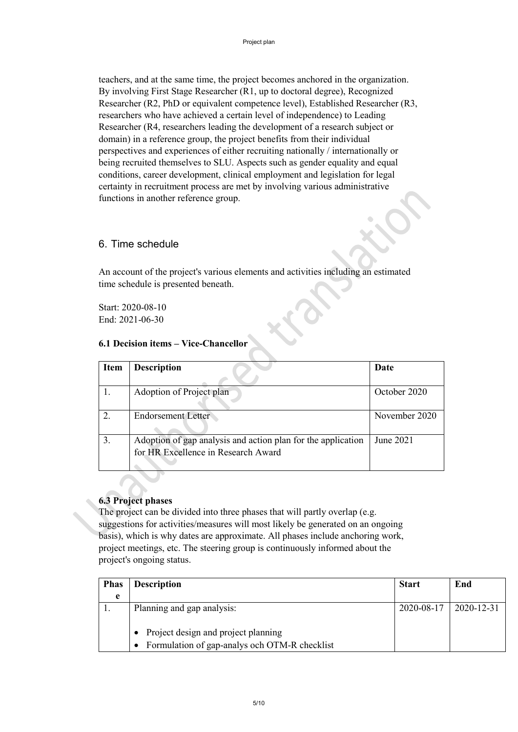teachers, and at the same time, the project becomes anchored in the organization. By involving First Stage Researcher (R1, up to doctoral degree), Recognized Researcher (R2, PhD or equivalent competence level), Established Researcher (R3, researchers who have achieved a certain level of independence) to Leading Researcher (R4, researchers leading the development of a research subject or domain) in a reference group, the project benefits from their individual perspectives and experiences of either recruiting nationally / internationally or being recruited themselves to SLU. Aspects such as gender equality and equal conditions, career development, clinical employment and legislation for legal certainty in recruitment process are met by involving various administrative functions in another reference group.

## 6. Time schedule

An account of the project's various elements and activities including an estimated time schedule is presented beneath.

Start: 2020-08-10
End: 2021-06-30

### 6.1 Decision items – Vice-Chancellor

| Item | Description | Date |
|---|---|---|
| 1. | Adoption of Project plan | October 2020 |
| 2. | Endorsement Letter | November 2020 |
| 3. | Adoption of gap analysis and action plan for the application for HR Excellence in Research Award | June 2021 |

### 6.3 Project phases

The project can be divided into three phases that will partly overlap (e.g. suggestions for activities/measures will most likely be generated on an ongoing basis), which is why dates are approximate. All phases include anchoring work, project meetings, etc. The steering group is continuously informed about the project's ongoing status.

| Phase | Description | Start | End |
|---|---|---|---|
| 1. | Planning and gap analysis:<br><br>• Project design and project planning<br>• Formulation of gap-analys och OTM-R checklist | 2020-08-17 | 2020-12-31 |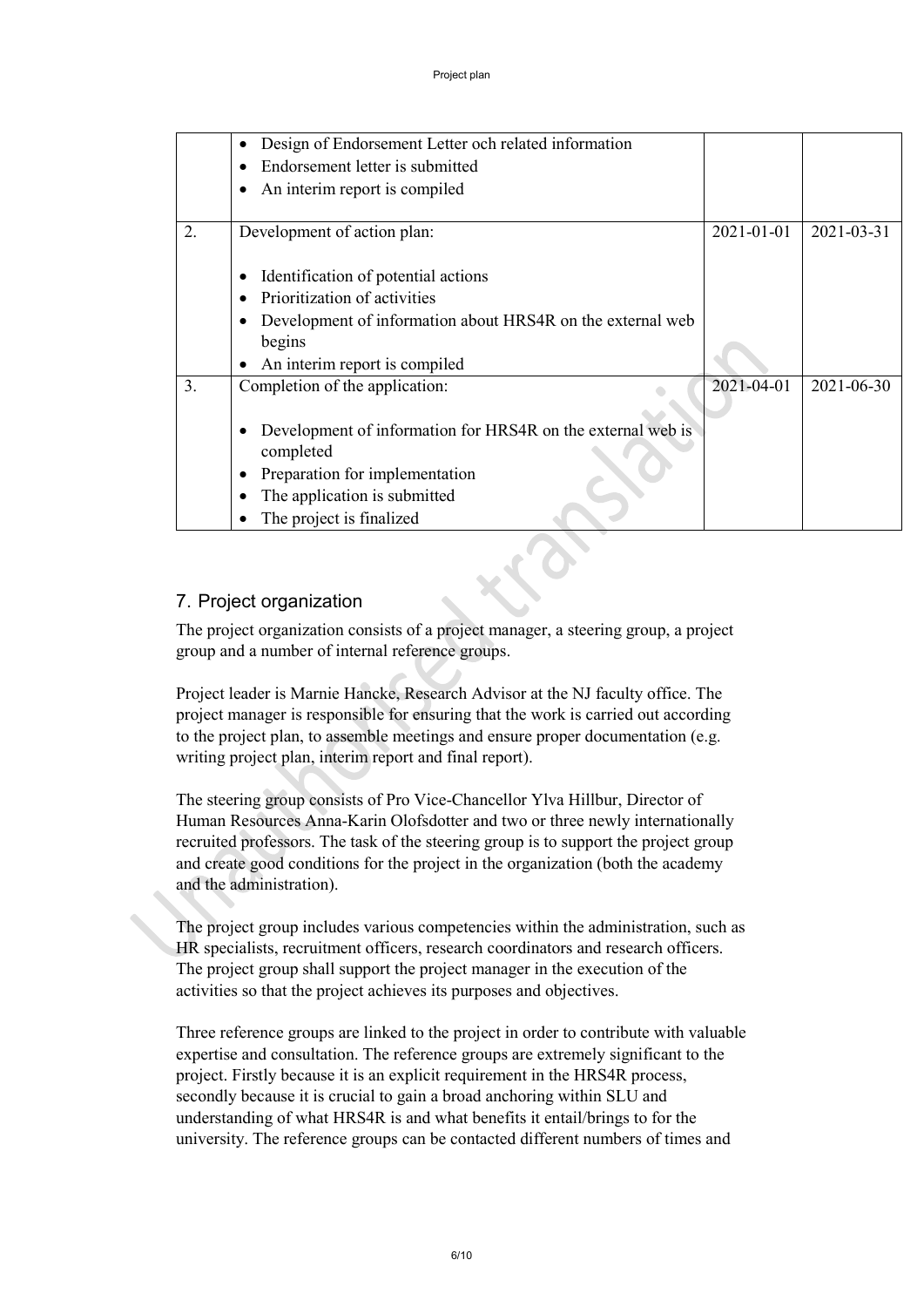| | | | |
|---|---|---|---|
| | • Design of Endorsement Letter och related information<br>• Endorsement letter is submitted<br>• An interim report is compiled | | |
| 2. | Development of action plan:<br><br>• Identification of potential actions<br>• Prioritization of activities<br>• Development of information about HRS4R on the external web begins<br>• An interim report is compiled | 2021-01-01 | 2021-03-31 |
| 3. | Completion of the application:<br><br>• Development of information for HRS4R on the external web is completed<br>• Preparation for implementation<br>• The application is submitted<br>• The project is finalized | 2021-04-01 | 2021-06-30 |

## 7. Project organization

The project organization consists of a project manager, a steering group, a project group and a number of internal reference groups.

Project leader is Marnie Hancke, Research Advisor at the NJ faculty office. The project manager is responsible for ensuring that the work is carried out according to the project plan, to assemble meetings and ensure proper documentation (e.g. writing project plan, interim report and final report).

The steering group consists of Pro Vice-Chancellor Ylva Hillbur, Director of Human Resources Anna-Karin Olofsdotter and two or three newly internationally recruited professors. The task of the steering group is to support the project group and create good conditions for the project in the organization (both the academy and the administration).

The project group includes various competencies within the administration, such as HR specialists, recruitment officers, research coordinators and research officers. The project group shall support the project manager in the execution of the activities so that the project achieves its purposes and objectives.

Three reference groups are linked to the project in order to contribute with valuable expertise and consultation. The reference groups are extremely significant to the project. Firstly because it is an explicit requirement in the HRS4R process, secondly because it is crucial to gain a broad anchoring within SLU and understanding of what HRS4R is and what benefits it entail/brings to for the university. The reference groups can be contacted different numbers of times and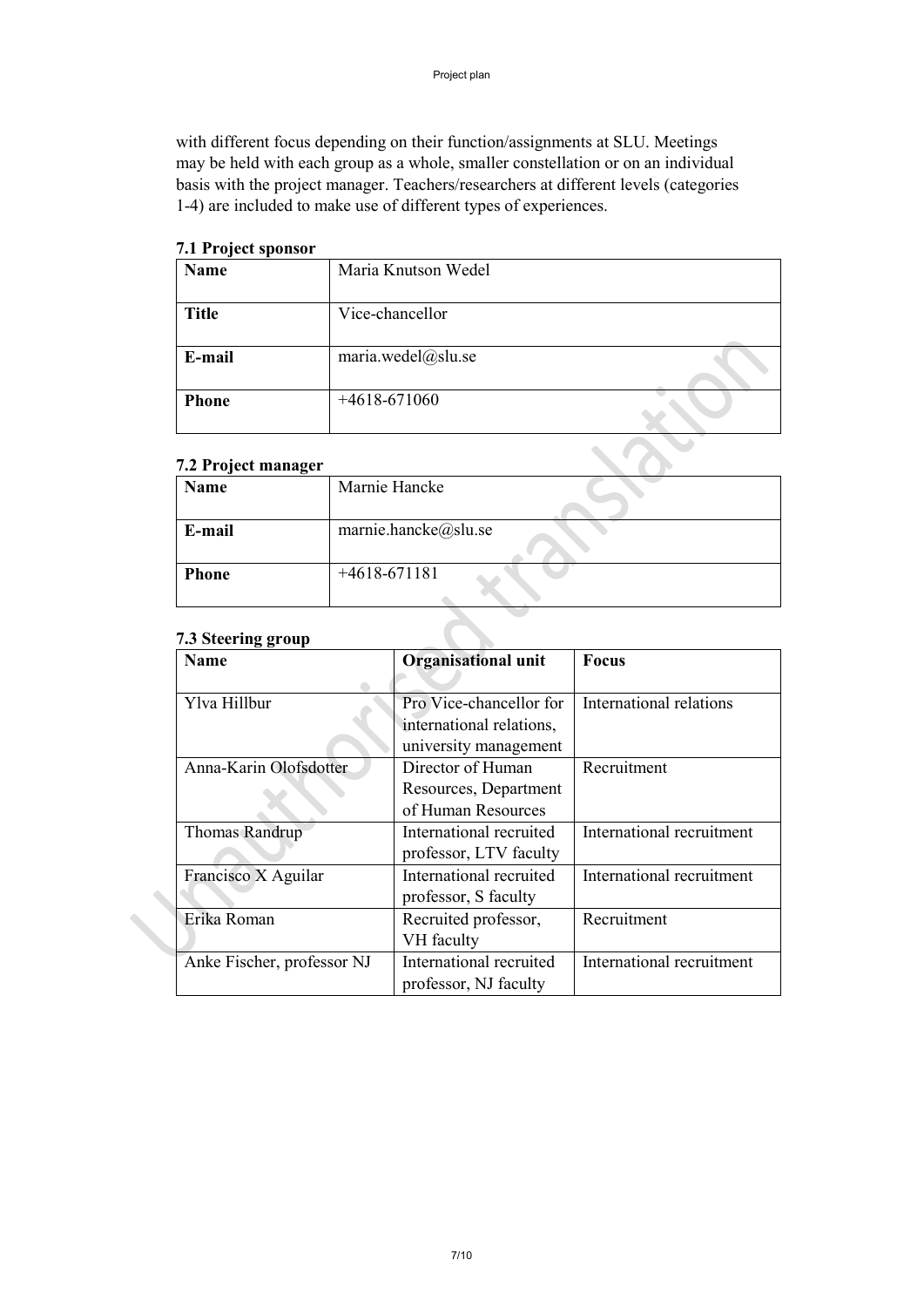with different focus depending on their function/assignments at SLU. Meetings may be held with each group as a whole, smaller constellation or on an individual basis with the project manager. Teachers/researchers at different levels (categories 1-4) are included to make use of different types of experiences.

### 7.1 Project sponsor

| | |
|---|---|
| **Name** | Maria Knutson Wedel |
| **Title** | Vice-chancellor |
| **E-mail** | maria.wedel@slu.se |
| **Phone** | +4618-671060 |

### 7.2 Project manager

| | |
|---|---|
| **Name** | Marnie Hancke |
| **E-mail** | marnie.hancke@slu.se |
| **Phone** | +4618-671181 |

### 7.3 Steering group

| Name | Organisational unit | Focus |
|---|---|---|
| Ylva Hillbur | Pro Vice-chancellor for international relations, university management | International relations |
| Anna-Karin Olofsdotter | Director of Human Resources, Department of Human Resources | Recruitment |
| Thomas Randrup | International recruited professor, LTV faculty | International recruitment |
| Francisco X Aguilar | International recruited professor, S faculty | International recruitment |
| Erika Roman | Recruited professor, VH faculty | Recruitment |
| Anke Fischer, professor NJ | International recruited professor, NJ faculty | International recruitment |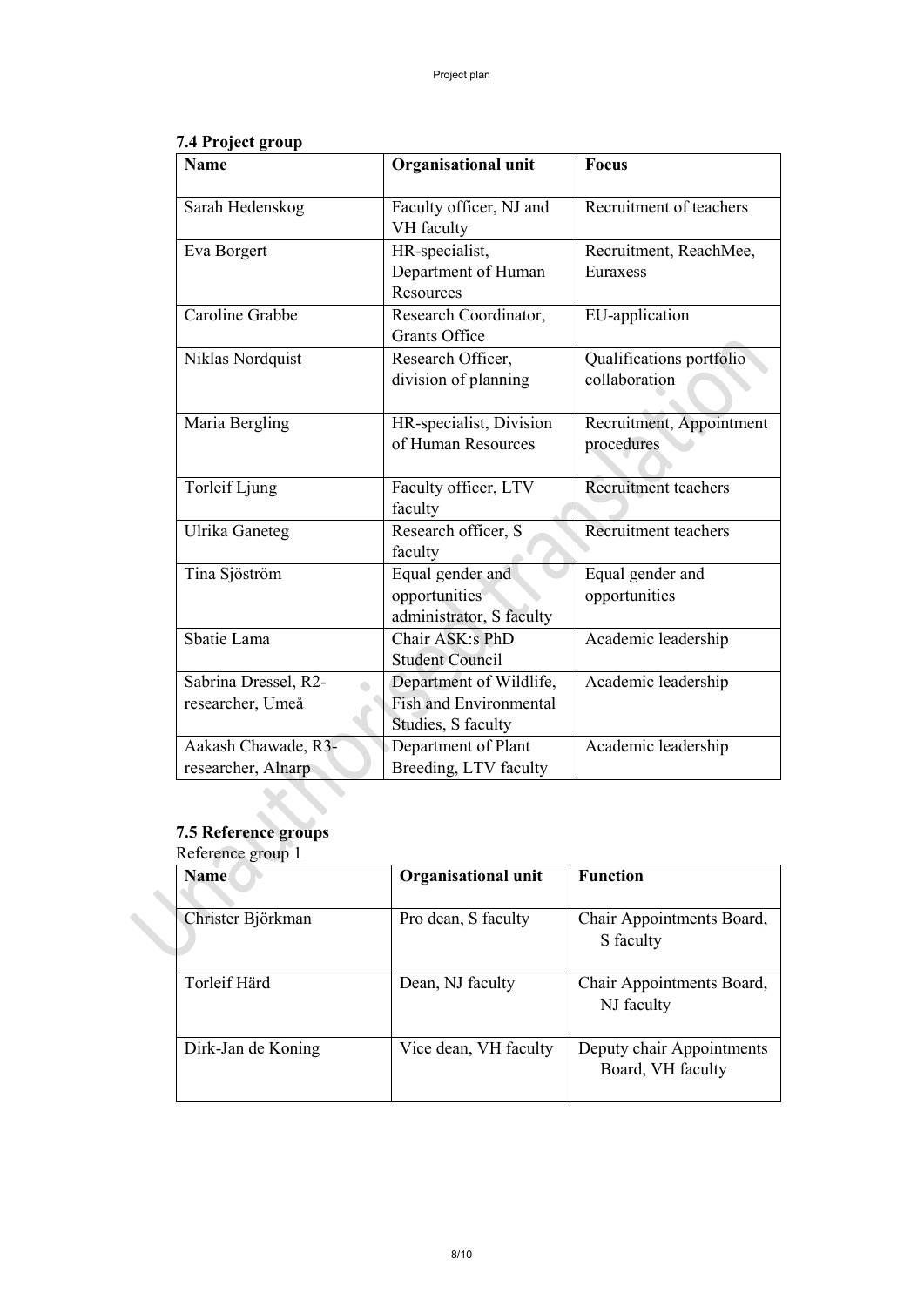### 7.4 Project group

| Name | Organisational unit | Focus |
| --- | --- | --- |
| Sarah Hedenskog | Faculty officer, NJ and VH faculty | Recruitment of teachers |
| Eva Borgert | HR-specialist, Department of Human Resources | Recruitment, ReachMee, Euraxess |
| Caroline Grabbe | Research Coordinator, Grants Office | EU-application |
| Niklas Nordquist | Research Officer, division of planning | Qualifications portfolio collaboration |
| Maria Bergling | HR-specialist, Division of Human Resources | Recruitment, Appointment procedures |
| Torleif Ljung | Faculty officer, LTV faculty | Recruitment teachers |
| Ulrika Ganeteg | Research officer, S faculty | Recruitment teachers |
| Tina Sjöström | Equal gender and opportunities administrator, S faculty | Equal gender and opportunities |
| Sbatie Lama | Chair ASK:s PhD Student Council | Academic leadership |
| Sabrina Dressel, R2-researcher, Umeå | Department of Wildlife, Fish and Environmental Studies, S faculty | Academic leadership |
| Aakash Chawade, R3-researcher, Alnarp | Department of Plant Breeding, LTV faculty | Academic leadership |

### 7.5 Reference groups

Reference group 1

| Name | Organisational unit | Function |
| --- | --- | --- |
| Christer Björkman | Pro dean, S faculty | Chair Appointments Board, S faculty |
| Torleif Härd | Dean, NJ faculty | Chair Appointments Board, NJ faculty |
| Dirk-Jan de Koning | Vice dean, VH faculty | Deputy chair Appointments Board, VH faculty |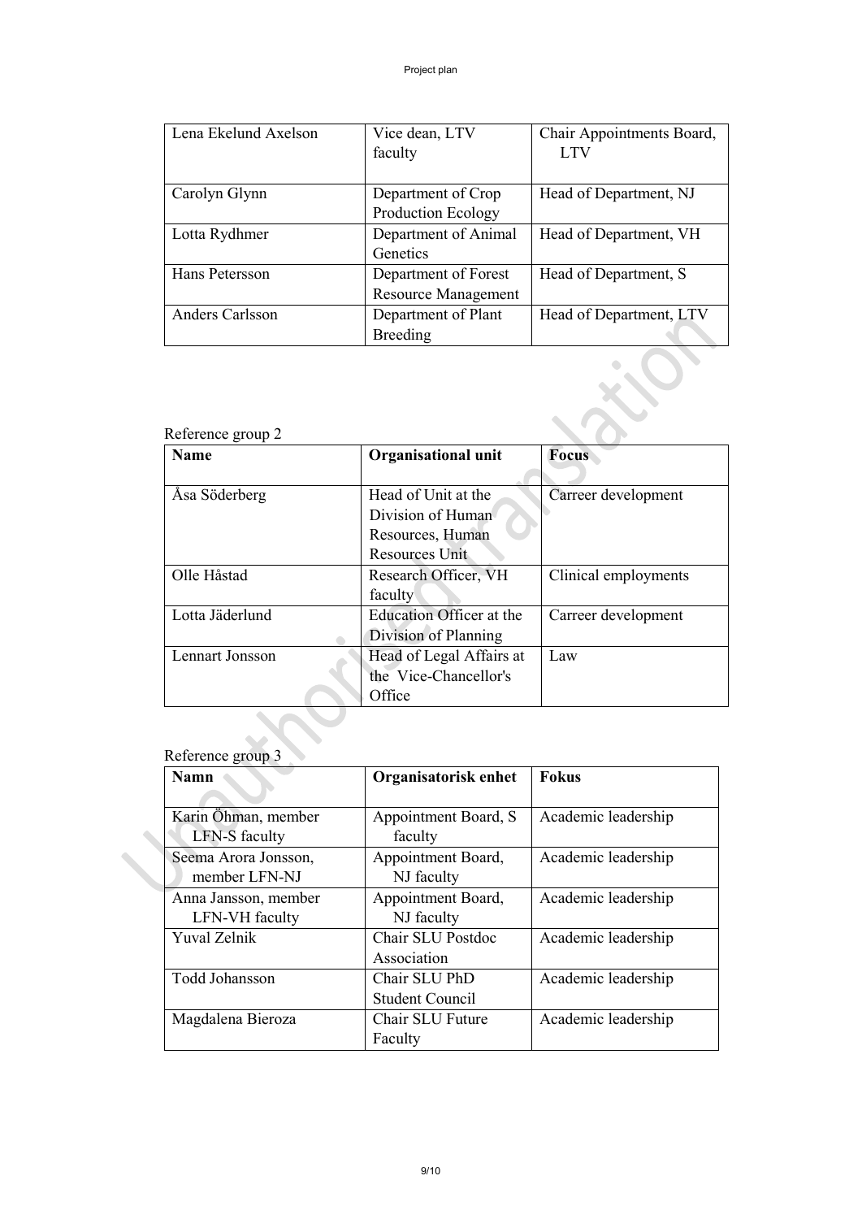| | | |
|---|---|---|
| Lena Ekelund Axelson | Vice dean, LTV faculty | Chair Appointments Board, LTV |
| Carolyn Glynn | Department of Crop Production Ecology | Head of Department, NJ |
| Lotta Rydhmer | Department of Animal Genetics | Head of Department, VH |
| Hans Petersson | Department of Forest Resource Management | Head of Department, S |
| Anders Carlsson | Department of Plant Breeding | Head of Department, LTV |

Reference group 2

| Name | Organisational unit | Focus |
|---|---|---|
| Åsa Söderberg | Head of Unit at the Division of Human Resources, Human Resources Unit | Carreer development |
| Olle Håstad | Research Officer, VH faculty | Clinical employments |
| Lotta Jäderlund | Education Officer at the Division of Planning | Carreer development |
| Lennart Jonsson | Head of Legal Affairs at the Vice-Chancellor's Office | Law |

Reference group 3

| Namn | Organisatorisk enhet | Fokus |
|---|---|---|
| Karin Öhman, member LFN-S faculty | Appointment Board, S faculty | Academic leadership |
| Seema Arora Jonsson, member LFN-NJ | Appointment Board, NJ faculty | Academic leadership |
| Anna Jansson, member LFN-VH faculty | Appointment Board, NJ faculty | Academic leadership |
| Yuval Zelnik | Chair SLU Postdoc Association | Academic leadership |
| Todd Johansson | Chair SLU PhD Student Council | Academic leadership |
| Magdalena Bieroza | Chair SLU Future Faculty | Academic leadership |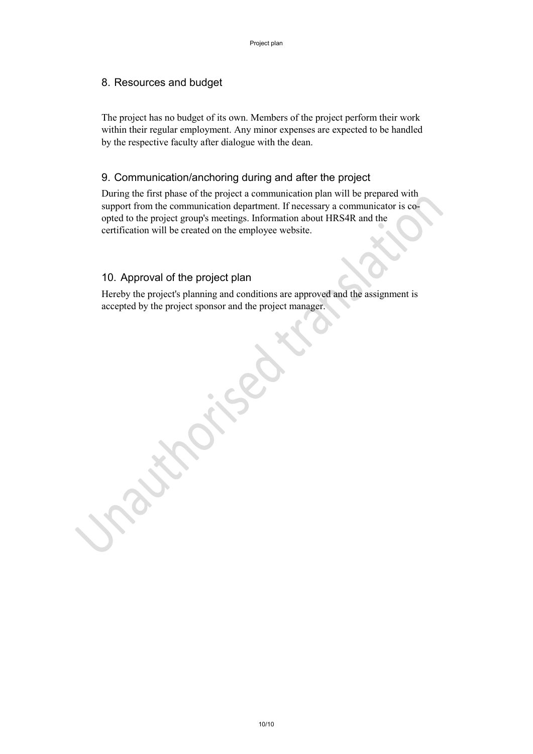## 8. Resources and budget

The project has no budget of its own. Members of the project perform their work within their regular employment. Any minor expenses are expected to be handled by the respective faculty after dialogue with the dean.

## 9. Communication/anchoring during and after the project

During the first phase of the project a communication plan will be prepared with support from the communication department. If necessary a communicator is co-opted to the project group's meetings. Information about HRS4R and the certification will be created on the employee website.

## 10. Approval of the project plan

Hereby the project's planning and conditions are approved and the assignment is accepted by the project sponsor and the project manager.